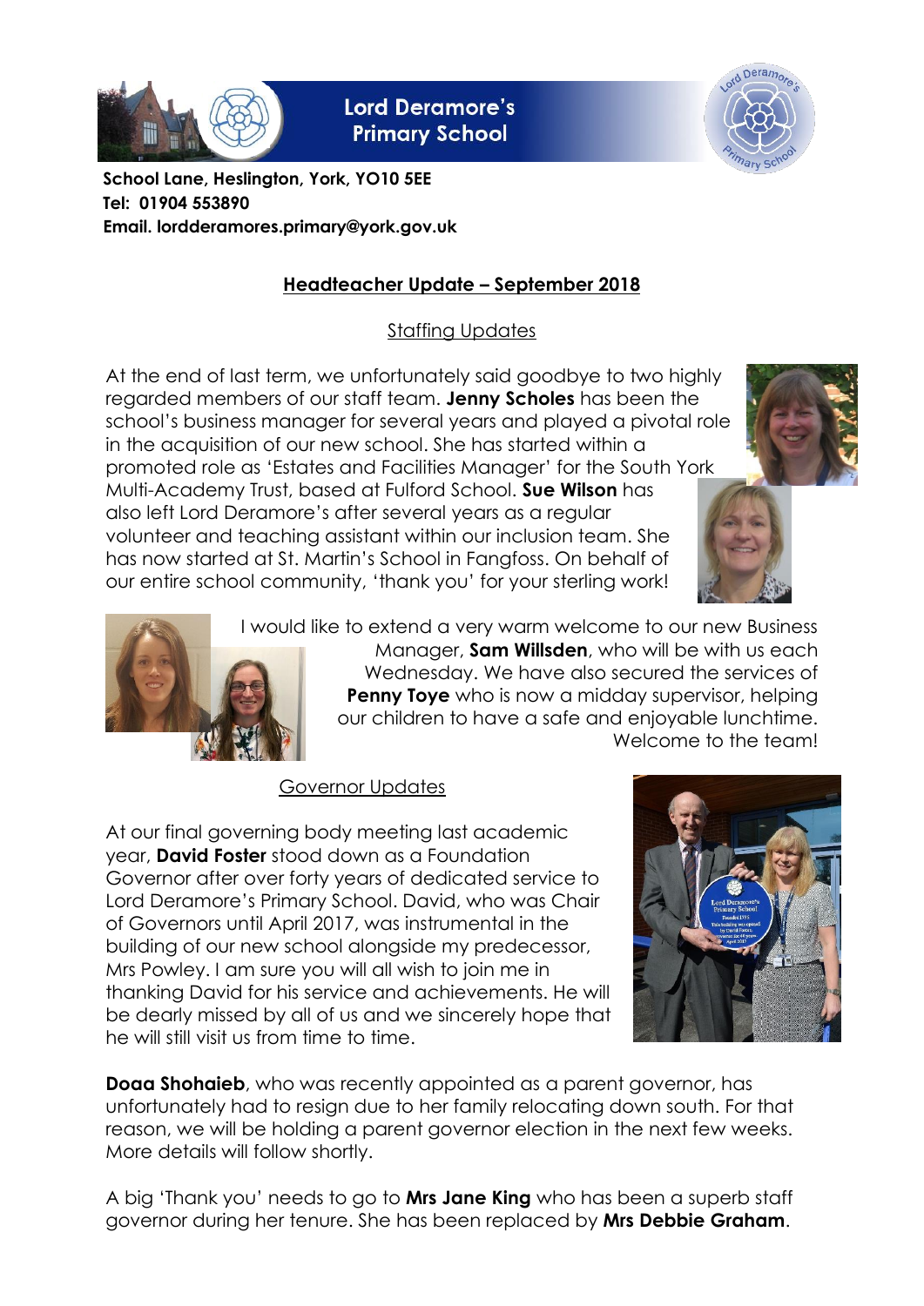# Lord Deramore's Primary School

**School Lane, Heslington, York, YO10 5EE**
**Tel: 01904 553890**
**Email. lordderamores.primary@york.gov.uk**

## Headteacher Update – September 2018

### Staffing Updates

At the end of last term, we unfortunately said goodbye to two highly regarded members of our staff team. **Jenny Scholes** has been the school's business manager for several years and played a pivotal role in the acquisition of our new school. She has started within a promoted role as 'Estates and Facilities Manager' for the South York Multi-Academy Trust, based at Fulford School. **Sue Wilson** has also left Lord Deramore's after several years as a regular volunteer and teaching assistant within our inclusion team. She has now started at St. Martin's School in Fangfoss. On behalf of our entire school community, 'thank you' for your sterling work!

I would like to extend a very warm welcome to our new Business Manager, **Sam Willsden**, who will be with us each Wednesday. We have also secured the services of **Penny Toye** who is now a midday supervisor, helping our children to have a safe and enjoyable lunchtime. Welcome to the team!

### Governor Updates

At our final governing body meeting last academic year, **David Foster** stood down as a Foundation Governor after over forty years of dedicated service to Lord Deramore's Primary School. David, who was Chair of Governors until April 2017, was instrumental in the building of our new school alongside my predecessor, Mrs Powley. I am sure you will all wish to join me in thanking David for his service and achievements. He will be dearly missed by all of us and we sincerely hope that he will still visit us from time to time.

**Doaa Shohaieb**, who was recently appointed as a parent governor, has unfortunately had to resign due to her family relocating down south. For that reason, we will be holding a parent governor election in the next few weeks. More details will follow shortly.

A big 'Thank you' needs to go to **Mrs Jane King** who has been a superb staff governor during her tenure. She has been replaced by **Mrs Debbie Graham**.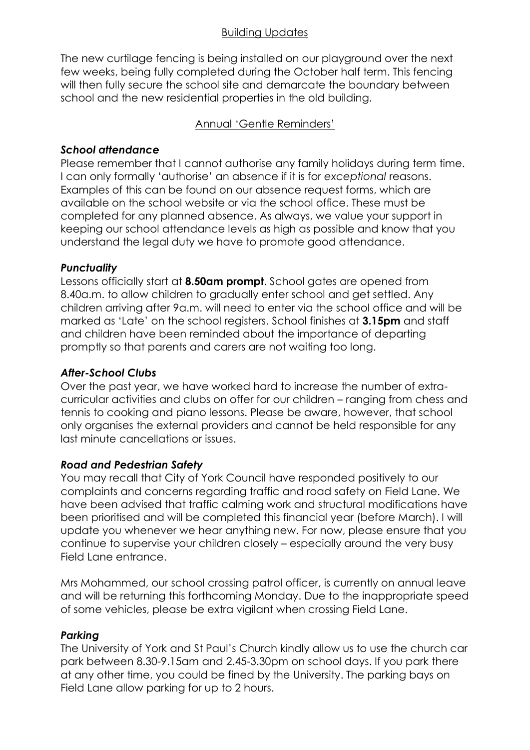## Building Updates

The new curtilage fencing is being installed on our playground over the next few weeks, being fully completed during the October half term. This fencing will then fully secure the school site and demarcate the boundary between school and the new residential properties in the old building.

## Annual 'Gentle Reminders'

### *School attendance*

Please remember that I cannot authorise any family holidays during term time. I can only formally 'authorise' an absence if it is for *exceptional* reasons. Examples of this can be found on our absence request forms, which are available on the school website or via the school office. These must be completed for any planned absence. As always, we value your support in keeping our school attendance levels as high as possible and know that you understand the legal duty we have to promote good attendance.

### *Punctuality*

Lessons officially start at **8.50am prompt**. School gates are opened from 8.40a.m. to allow children to gradually enter school and get settled. Any children arriving after 9a.m. will need to enter via the school office and will be marked as 'Late' on the school registers. School finishes at **3.15pm** and staff and children have been reminded about the importance of departing promptly so that parents and carers are not waiting too long.

### *After-School Clubs*

Over the past year, we have worked hard to increase the number of extra-curricular activities and clubs on offer for our children – ranging from chess and tennis to cooking and piano lessons. Please be aware, however, that school only organises the external providers and cannot be held responsible for any last minute cancellations or issues.

### *Road and Pedestrian Safety*

You may recall that City of York Council have responded positively to our complaints and concerns regarding traffic and road safety on Field Lane. We have been advised that traffic calming work and structural modifications have been prioritised and will be completed this financial year (before March). I will update you whenever we hear anything new. For now, please ensure that you continue to supervise your children closely – especially around the very busy Field Lane entrance.

Mrs Mohammed, our school crossing patrol officer, is currently on annual leave and will be returning this forthcoming Monday. Due to the inappropriate speed of some vehicles, please be extra vigilant when crossing Field Lane.

### *Parking*

The University of York and St Paul's Church kindly allow us to use the church car park between 8.30-9.15am and 2.45-3.30pm on school days. If you park there at any other time, you could be fined by the University. The parking bays on Field Lane allow parking for up to 2 hours.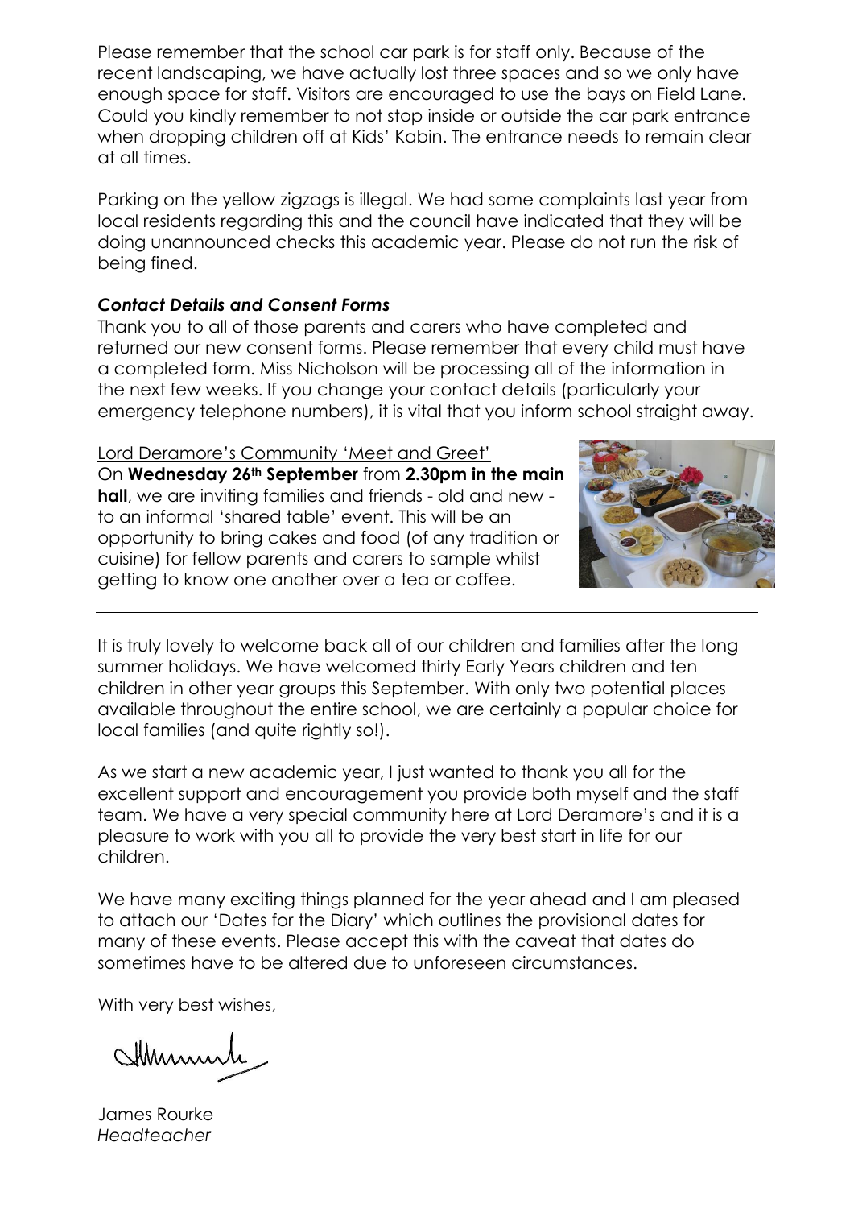Please remember that the school car park is for staff only. Because of the recent landscaping, we have actually lost three spaces and so we only have enough space for staff. Visitors are encouraged to use the bays on Field Lane. Could you kindly remember to not stop inside or outside the car park entrance when dropping children off at Kids' Kabin. The entrance needs to remain clear at all times.

Parking on the yellow zigzags is illegal. We had some complaints last year from local residents regarding this and the council have indicated that they will be doing unannounced checks this academic year. Please do not run the risk of being fined.

***Contact Details and Consent Forms***

Thank you to all of those parents and carers who have completed and returned our new consent forms. Please remember that every child must have a completed form. Miss Nicholson will be processing all of the information in the next few weeks. If you change your contact details (particularly your emergency telephone numbers), it is vital that you inform school straight away.

<u>Lord Deramore's Community 'Meet and Greet'</u>

On **Wednesday 26th September** from **2.30pm in the main hall**, we are inviting families and friends - old and new - to an informal 'shared table' event. This will be an opportunity to bring cakes and food (of any tradition or cuisine) for fellow parents and carers to sample whilst getting to know one another over a tea or coffee.

---

It is truly lovely to welcome back all of our children and families after the long summer holidays. We have welcomed thirty Early Years children and ten children in other year groups this September. With only two potential places available throughout the entire school, we are certainly a popular choice for local families (and quite rightly so!).

As we start a new academic year, I just wanted to thank you all for the excellent support and encouragement you provide both myself and the staff team. We have a very special community here at Lord Deramore's and it is a pleasure to work with you all to provide the very best start in life for our children.

We have many exciting things planned for the year ahead and I am pleased to attach our 'Dates for the Diary' which outlines the provisional dates for many of these events. Please accept this with the caveat that dates do sometimes have to be altered due to unforeseen circumstances.

With very best wishes,

James Rourke
*Headteacher*